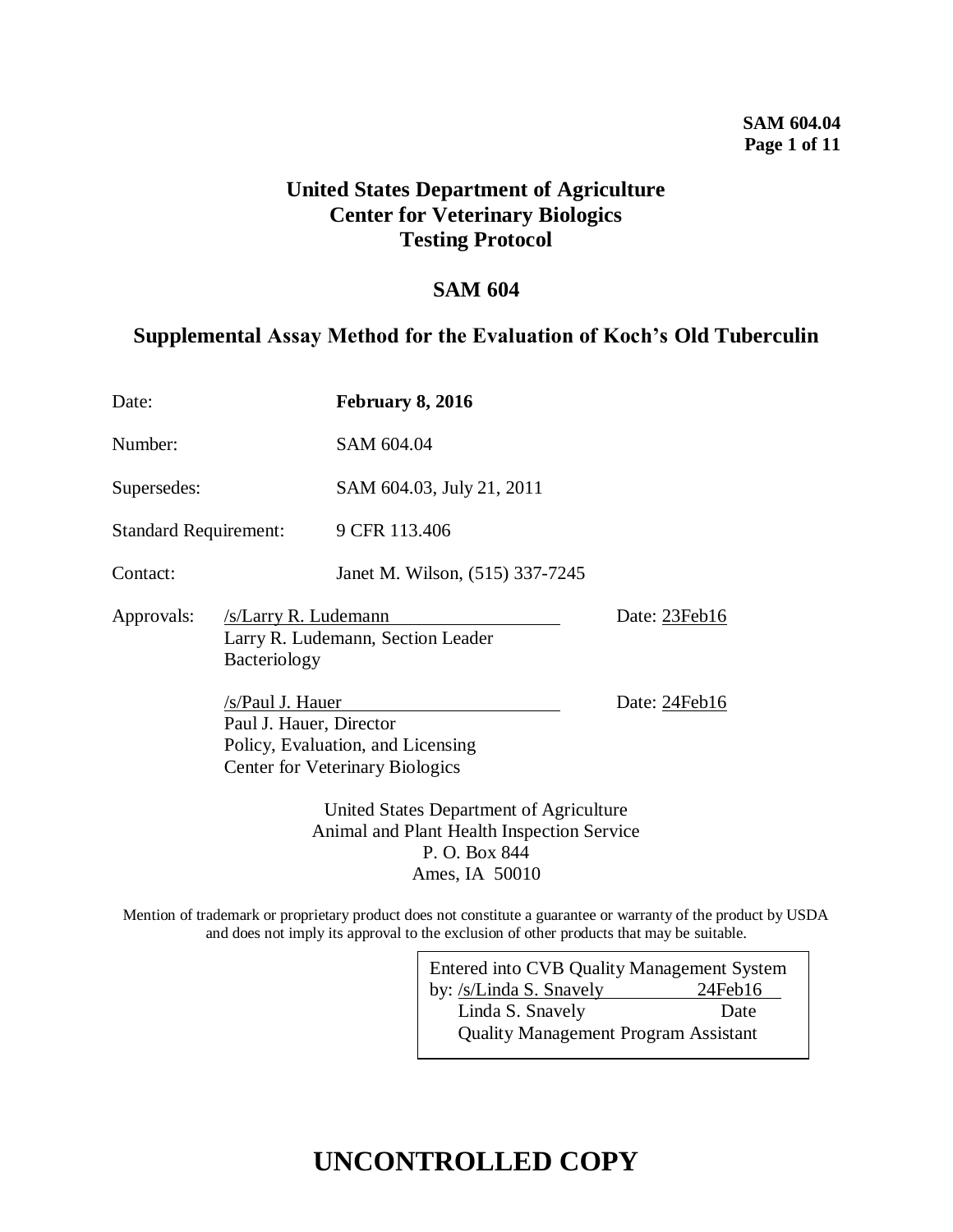**United States Department of Agriculture**
**Center for Veterinary Biologics**
**Testing Protocol**

# SAM 604

## Supplemental Assay Method for the Evaluation of Koch's Old Tuberculin

| | |
|---|---|
| Date: | **February 8, 2016** |
| Number: | SAM 604.04 |
| Supersedes: | SAM 604.03, July 21, 2011 |
| Standard Requirement: | 9 CFR 113.406 |
| Contact: | Janet M. Wilson, (515) 337-7245 |

Approvals:

/s/Larry R. Ludemann — Date: 23Feb16
Larry R. Ludemann, Section Leader
Bacteriology

/s/Paul J. Hauer — Date: 24Feb16
Paul J. Hauer, Director
Policy, Evaluation, and Licensing
Center for Veterinary Biologics

United States Department of Agriculture
Animal and Plant Health Inspection Service
P. O. Box 844
Ames, IA 50010

Mention of trademark or proprietary product does not constitute a guarantee or warranty of the product by USDA and does not imply its approval to the exclusion of other products that may be suitable.

Entered into CVB Quality Management System by: /s/Linda S. Snavely 24Feb16
Linda S. Snavely — Date
Quality Management Program Assistant

**UNCONTROLLED COPY**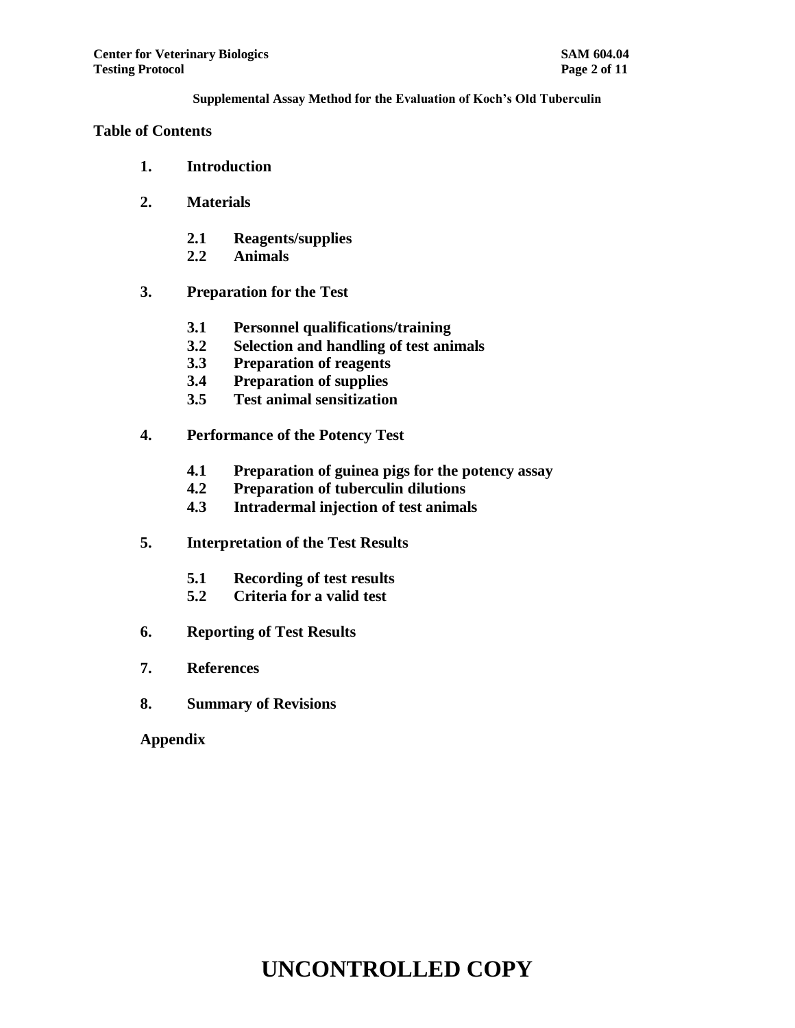**Supplemental Assay Method for the Evaluation of Koch's Old Tuberculin**

## Table of Contents

**1. Introduction**

**2. Materials**

- **2.1 Reagents/supplies**
- **2.2 Animals**

**3. Preparation for the Test**

- **3.1 Personnel qualifications/training**
- **3.2 Selection and handling of test animals**
- **3.3 Preparation of reagents**
- **3.4 Preparation of supplies**
- **3.5 Test animal sensitization**

**4. Performance of the Potency Test**

- **4.1 Preparation of guinea pigs for the potency assay**
- **4.2 Preparation of tuberculin dilutions**
- **4.3 Intradermal injection of test animals**

**5. Interpretation of the Test Results**

- **5.1 Recording of test results**
- **5.2 Criteria for a valid test**

**6. Reporting of Test Results**

**7. References**

**8. Summary of Revisions**

**Appendix**

# UNCONTROLLED COPY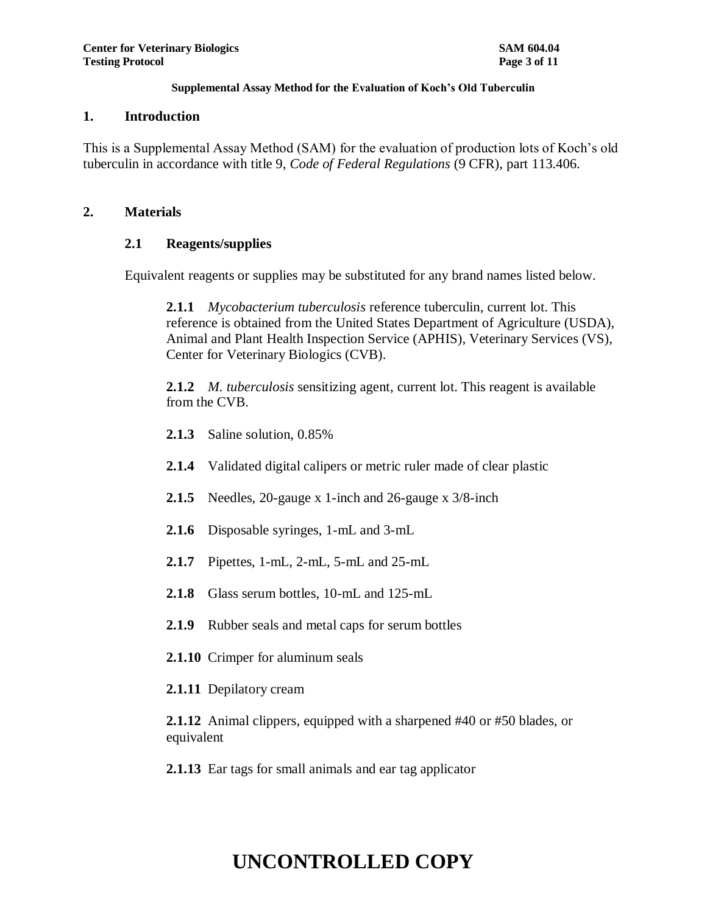**Supplemental Assay Method for the Evaluation of Koch's Old Tuberculin**

## 1. Introduction

This is a Supplemental Assay Method (SAM) for the evaluation of production lots of Koch's old tuberculin in accordance with title 9, *Code of Federal Regulations* (9 CFR), part 113.406.

## 2. Materials

### 2.1 Reagents/supplies

Equivalent reagents or supplies may be substituted for any brand names listed below.

**2.1.1** *Mycobacterium tuberculosis* reference tuberculin, current lot. This reference is obtained from the United States Department of Agriculture (USDA), Animal and Plant Health Inspection Service (APHIS), Veterinary Services (VS), Center for Veterinary Biologics (CVB).

**2.1.2** *M. tuberculosis* sensitizing agent, current lot. This reagent is available from the CVB.

**2.1.3** Saline solution, 0.85%

**2.1.4** Validated digital calipers or metric ruler made of clear plastic

**2.1.5** Needles, 20-gauge x 1-inch and 26-gauge x 3/8-inch

**2.1.6** Disposable syringes, 1-mL and 3-mL

**2.1.7** Pipettes, 1-mL, 2-mL, 5-mL and 25-mL

**2.1.8** Glass serum bottles, 10-mL and 125-mL

**2.1.9** Rubber seals and metal caps for serum bottles

**2.1.10** Crimper for aluminum seals

**2.1.11** Depilatory cream

**2.1.12** Animal clippers, equipped with a sharpened #40 or #50 blades, or equivalent

**2.1.13** Ear tags for small animals and ear tag applicator

**UNCONTROLLED COPY**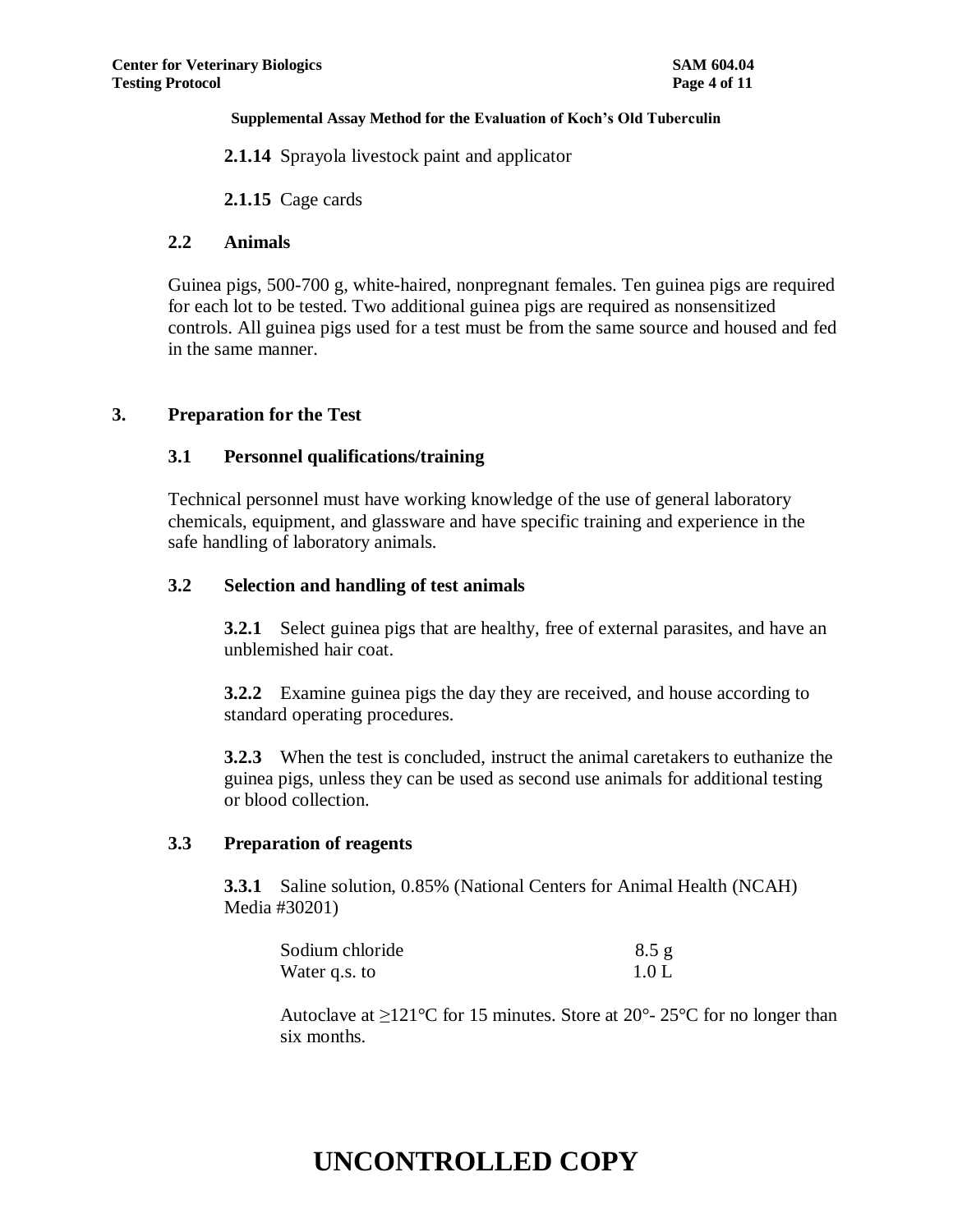**2.1.14** Sprayola livestock paint and applicator

**2.1.15** Cage cards

### 2.2 Animals

Guinea pigs, 500-700 g, white-haired, nonpregnant females. Ten guinea pigs are required for each lot to be tested. Two additional guinea pigs are required as nonsensitized controls. All guinea pigs used for a test must be from the same source and housed and fed in the same manner.

## 3. Preparation for the Test

### 3.1 Personnel qualifications/training

Technical personnel must have working knowledge of the use of general laboratory chemicals, equipment, and glassware and have specific training and experience in the safe handling of laboratory animals.

### 3.2 Selection and handling of test animals

**3.2.1** Select guinea pigs that are healthy, free of external parasites, and have an unblemished hair coat.

**3.2.2** Examine guinea pigs the day they are received, and house according to standard operating procedures.

**3.2.3** When the test is concluded, instruct the animal caretakers to euthanize the guinea pigs, unless they can be used as second use animals for additional testing or blood collection.

### 3.3 Preparation of reagents

**3.3.1** Saline solution, 0.85% (National Centers for Animal Health (NCAH) Media #30201)

| | |
|---|---|
| Sodium chloride | 8.5 g |
| Water q.s. to | 1.0 L |

Autoclave at ≥121°C for 15 minutes. Store at 20°- 25°C for no longer than six months.

UNCONTROLLED COPY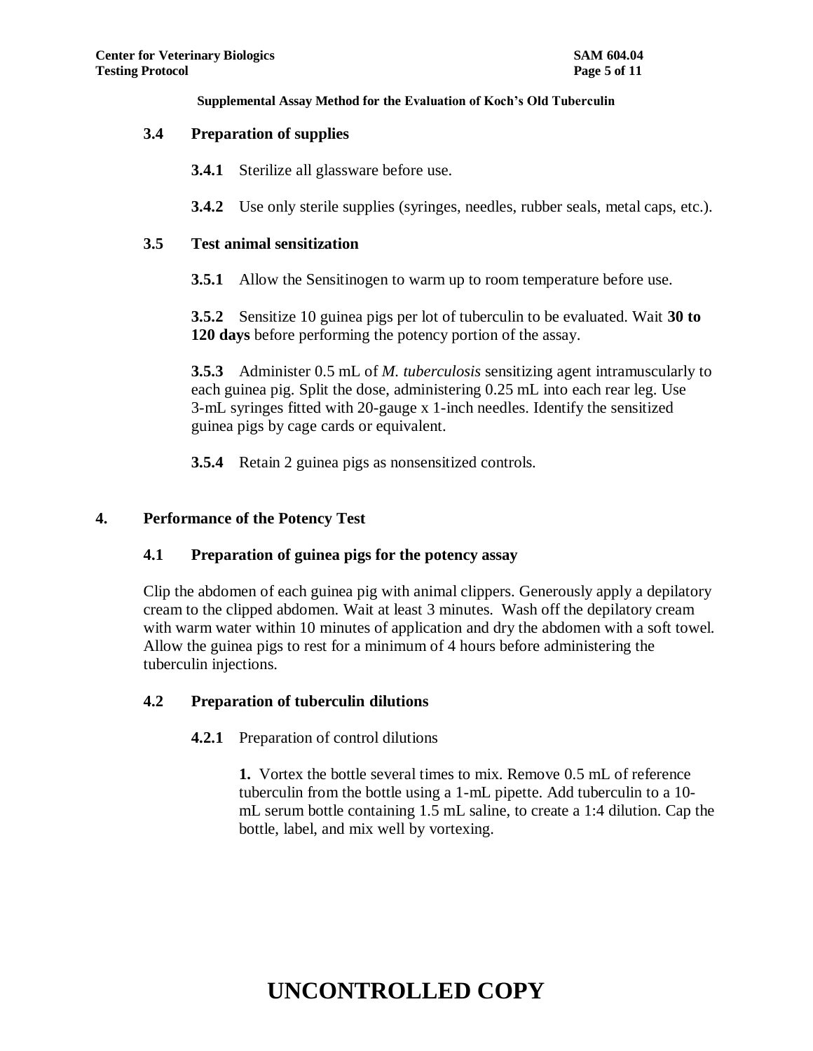### 3.4 Preparation of supplies

**3.4.1** Sterilize all glassware before use.

**3.4.2** Use only sterile supplies (syringes, needles, rubber seals, metal caps, etc.).

### 3.5 Test animal sensitization

**3.5.1** Allow the Sensitinogen to warm up to room temperature before use.

**3.5.2** Sensitize 10 guinea pigs per lot of tuberculin to be evaluated. Wait **30 to 120 days** before performing the potency portion of the assay.

**3.5.3** Administer 0.5 mL of *M. tuberculosis* sensitizing agent intramuscularly to each guinea pig. Split the dose, administering 0.25 mL into each rear leg. Use 3-mL syringes fitted with 20-gauge x 1-inch needles. Identify the sensitized guinea pigs by cage cards or equivalent.

**3.5.4** Retain 2 guinea pigs as nonsensitized controls.

## 4. Performance of the Potency Test

### 4.1 Preparation of guinea pigs for the potency assay

Clip the abdomen of each guinea pig with animal clippers. Generously apply a depilatory cream to the clipped abdomen. Wait at least 3 minutes. Wash off the depilatory cream with warm water within 10 minutes of application and dry the abdomen with a soft towel. Allow the guinea pigs to rest for a minimum of 4 hours before administering the tuberculin injections.

### 4.2 Preparation of tuberculin dilutions

**4.2.1** Preparation of control dilutions

**1.** Vortex the bottle several times to mix. Remove 0.5 mL of reference tuberculin from the bottle using a 1-mL pipette. Add tuberculin to a 10-mL serum bottle containing 1.5 mL saline, to create a 1:4 dilution. Cap the bottle, label, and mix well by vortexing.

UNCONTROLLED COPY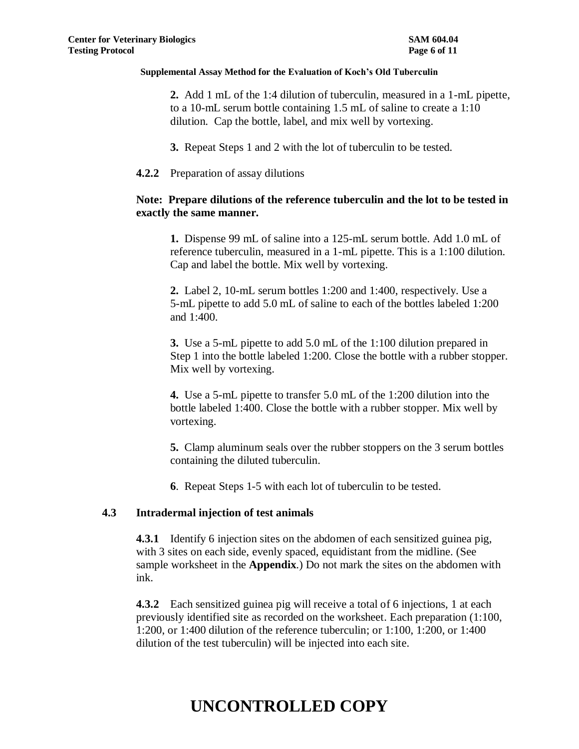**Supplemental Assay Method for the Evaluation of Koch's Old Tuberculin**

**2.** Add 1 mL of the 1:4 dilution of tuberculin, measured in a 1-mL pipette, to a 10-mL serum bottle containing 1.5 mL of saline to create a 1:10 dilution. Cap the bottle, label, and mix well by vortexing.

**3.** Repeat Steps 1 and 2 with the lot of tuberculin to be tested.

**4.2.2** Preparation of assay dilutions

**Note: Prepare dilutions of the reference tuberculin and the lot to be tested in exactly the same manner.**

**1.** Dispense 99 mL of saline into a 125-mL serum bottle. Add 1.0 mL of reference tuberculin, measured in a 1-mL pipette. This is a 1:100 dilution. Cap and label the bottle. Mix well by vortexing.

**2.** Label 2, 10-mL serum bottles 1:200 and 1:400, respectively. Use a 5-mL pipette to add 5.0 mL of saline to each of the bottles labeled 1:200 and 1:400.

**3.** Use a 5-mL pipette to add 5.0 mL of the 1:100 dilution prepared in Step 1 into the bottle labeled 1:200. Close the bottle with a rubber stopper. Mix well by vortexing.

**4.** Use a 5-mL pipette to transfer 5.0 mL of the 1:200 dilution into the bottle labeled 1:400. Close the bottle with a rubber stopper. Mix well by vortexing.

**5.** Clamp aluminum seals over the rubber stoppers on the 3 serum bottles containing the diluted tuberculin.

**6**. Repeat Steps 1-5 with each lot of tuberculin to be tested.

### 4.3 Intradermal injection of test animals

**4.3.1** Identify 6 injection sites on the abdomen of each sensitized guinea pig, with 3 sites on each side, evenly spaced, equidistant from the midline. (See sample worksheet in the **Appendix**.) Do not mark the sites on the abdomen with ink.

**4.3.2** Each sensitized guinea pig will receive a total of 6 injections, 1 at each previously identified site as recorded on the worksheet. Each preparation (1:100, 1:200, or 1:400 dilution of the reference tuberculin; or 1:100, 1:200, or 1:400 dilution of the test tuberculin) will be injected into each site.

**UNCONTROLLED COPY**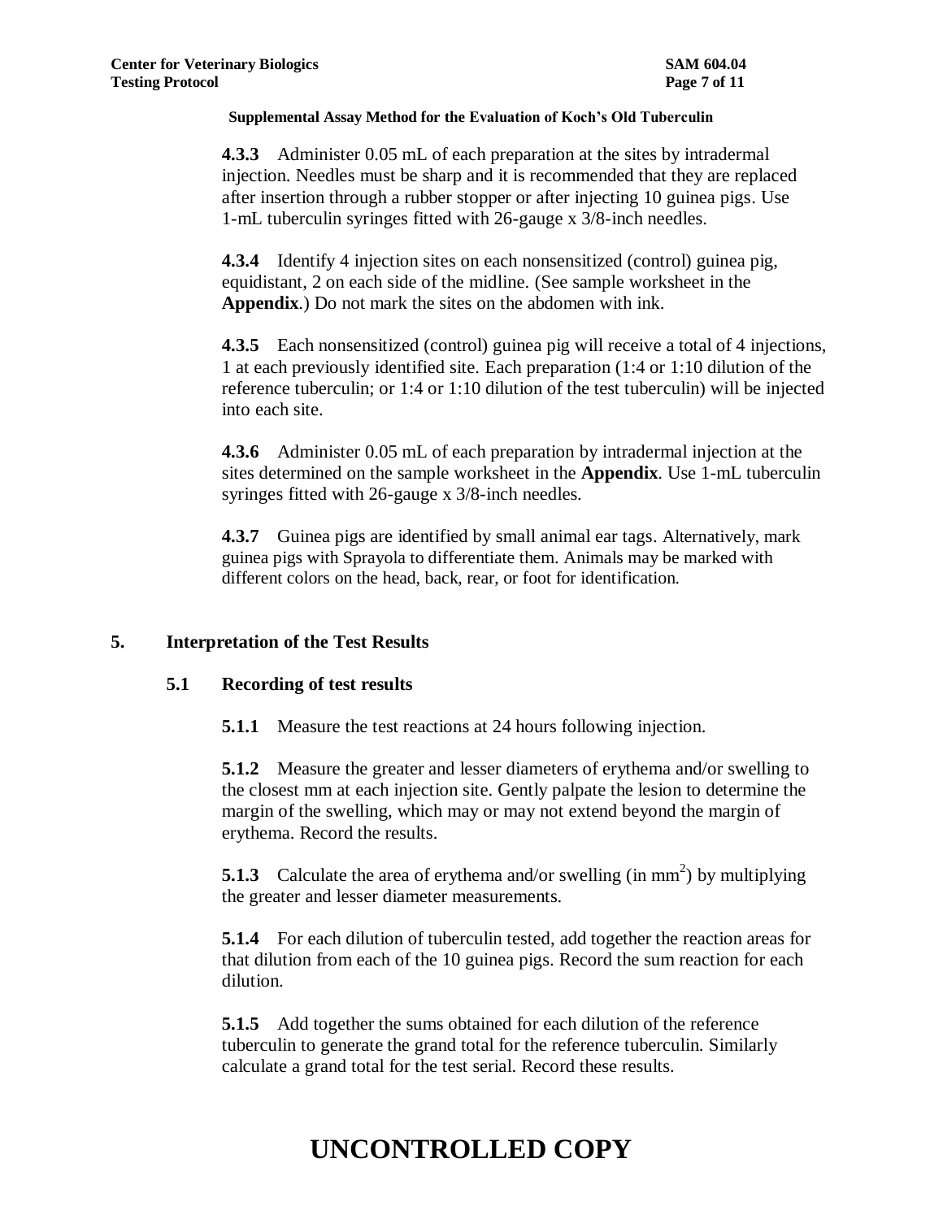**Supplemental Assay Method for the Evaluation of Koch's Old Tuberculin**

**4.3.3** Administer 0.05 mL of each preparation at the sites by intradermal injection. Needles must be sharp and it is recommended that they are replaced after insertion through a rubber stopper or after injecting 10 guinea pigs. Use 1-mL tuberculin syringes fitted with 26-gauge x 3/8-inch needles.

**4.3.4** Identify 4 injection sites on each nonsensitized (control) guinea pig, equidistant, 2 on each side of the midline. (See sample worksheet in the **Appendix**.) Do not mark the sites on the abdomen with ink.

**4.3.5** Each nonsensitized (control) guinea pig will receive a total of 4 injections, 1 at each previously identified site. Each preparation (1:4 or 1:10 dilution of the reference tuberculin; or 1:4 or 1:10 dilution of the test tuberculin) will be injected into each site.

**4.3.6** Administer 0.05 mL of each preparation by intradermal injection at the sites determined on the sample worksheet in the **Appendix**. Use 1-mL tuberculin syringes fitted with 26-gauge x 3/8-inch needles.

**4.3.7** Guinea pigs are identified by small animal ear tags. Alternatively, mark guinea pigs with Sprayola to differentiate them. Animals may be marked with different colors on the head, back, rear, or foot for identification.

## 5. Interpretation of the Test Results

### 5.1 Recording of test results

**5.1.1** Measure the test reactions at 24 hours following injection.

**5.1.2** Measure the greater and lesser diameters of erythema and/or swelling to the closest mm at each injection site. Gently palpate the lesion to determine the margin of the swelling, which may or may not extend beyond the margin of erythema. Record the results.

**5.1.3** Calculate the area of erythema and/or swelling (in $mm^2$) by multiplying the greater and lesser diameter measurements.

**5.1.4** For each dilution of tuberculin tested, add together the reaction areas for that dilution from each of the 10 guinea pigs. Record the sum reaction for each dilution.

**5.1.5** Add together the sums obtained for each dilution of the reference tuberculin to generate the grand total for the reference tuberculin. Similarly calculate a grand total for the test serial. Record these results.

**UNCONTROLLED COPY**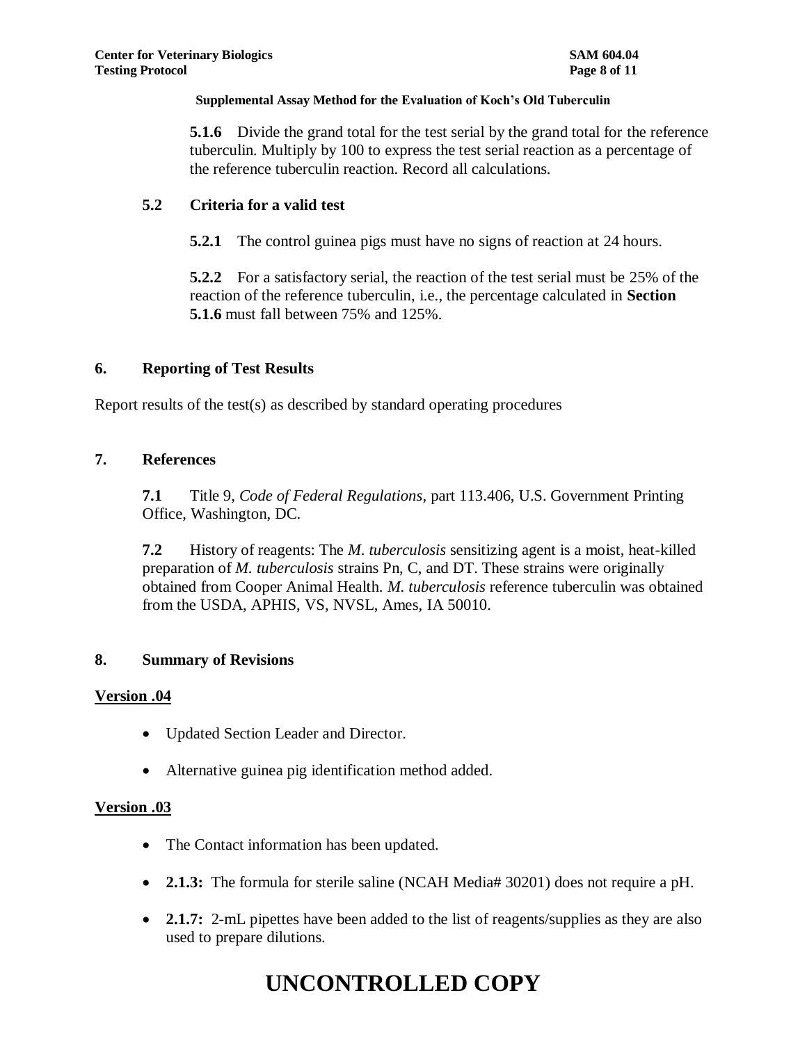**5.1.6** Divide the grand total for the test serial by the grand total for the reference tuberculin. Multiply by 100 to express the test serial reaction as a percentage of the reference tuberculin reaction. Record all calculations.

### 5.2 Criteria for a valid test

**5.2.1** The control guinea pigs must have no signs of reaction at 24 hours.

**5.2.2** For a satisfactory serial, the reaction of the test serial must be 25% of the reaction of the reference tuberculin, i.e., the percentage calculated in **Section 5.1.6** must fall between 75% and 125%.

## 6. Reporting of Test Results

Report results of the test(s) as described by standard operating procedures

## 7. References

**7.1** Title 9, *Code of Federal Regulations*, part 113.406, U.S. Government Printing Office, Washington, DC.

**7.2** History of reagents: The *M. tuberculosis* sensitizing agent is a moist, heat-killed preparation of *M. tuberculosis* strains Pn, C, and DT. These strains were originally obtained from Cooper Animal Health. *M. tuberculosis* reference tuberculin was obtained from the USDA, APHIS, VS, NVSL, Ames, IA 50010.

## 8. Summary of Revisions

**Version .04**

- Updated Section Leader and Director.
- Alternative guinea pig identification method added.

**Version .03**

- The Contact information has been updated.
- **2.1.3:** The formula for sterile saline (NCAH Media# 30201) does not require a pH.
- **2.1.7:** 2-mL pipettes have been added to the list of reagents/supplies as they are also used to prepare dilutions.

**UNCONTROLLED COPY**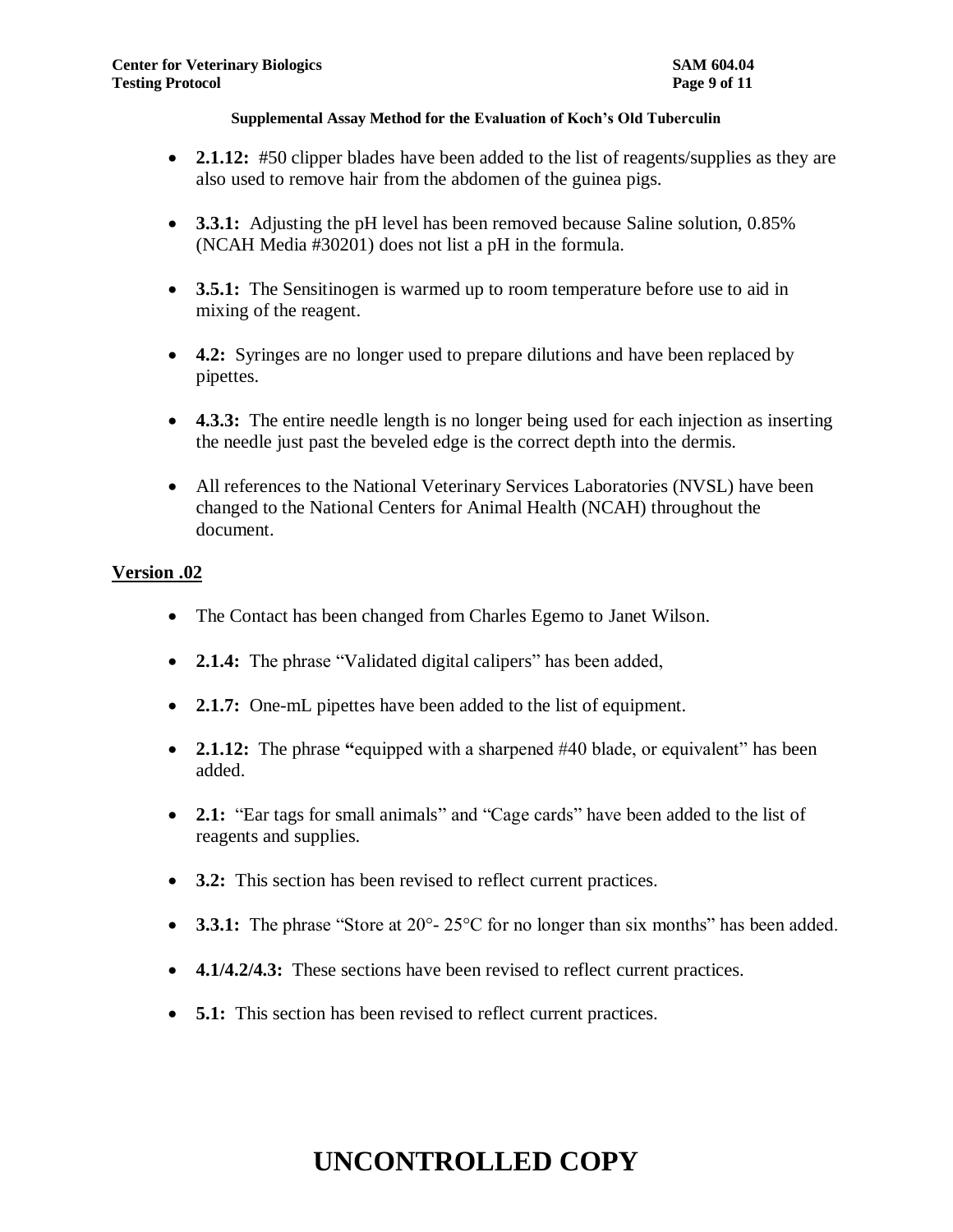- **2.1.12:** #50 clipper blades have been added to the list of reagents/supplies as they are also used to remove hair from the abdomen of the guinea pigs.
- **3.3.1:** Adjusting the pH level has been removed because Saline solution, 0.85% (NCAH Media #30201) does not list a pH in the formula.
- **3.5.1:** The Sensitinogen is warmed up to room temperature before use to aid in mixing of the reagent.
- **4.2:** Syringes are no longer used to prepare dilutions and have been replaced by pipettes.
- **4.3.3:** The entire needle length is no longer being used for each injection as inserting the needle just past the beveled edge is the correct depth into the dermis.
- All references to the National Veterinary Services Laboratories (NVSL) have been changed to the National Centers for Animal Health (NCAH) throughout the document.

**Version .02**

- The Contact has been changed from Charles Egemo to Janet Wilson.
- **2.1.4:** The phrase "Validated digital calipers" has been added,
- **2.1.7:** One-mL pipettes have been added to the list of equipment.
- **2.1.12:** The phrase **"**equipped with a sharpened #40 blade, or equivalent" has been added.
- **2.1:** "Ear tags for small animals" and "Cage cards" have been added to the list of reagents and supplies.
- **3.2:** This section has been revised to reflect current practices.
- **3.3.1:** The phrase "Store at 20°- 25°C for no longer than six months" has been added.
- **4.1/4.2/4.3:** These sections have been revised to reflect current practices.
- **5.1:** This section has been revised to reflect current practices.

# UNCONTROLLED COPY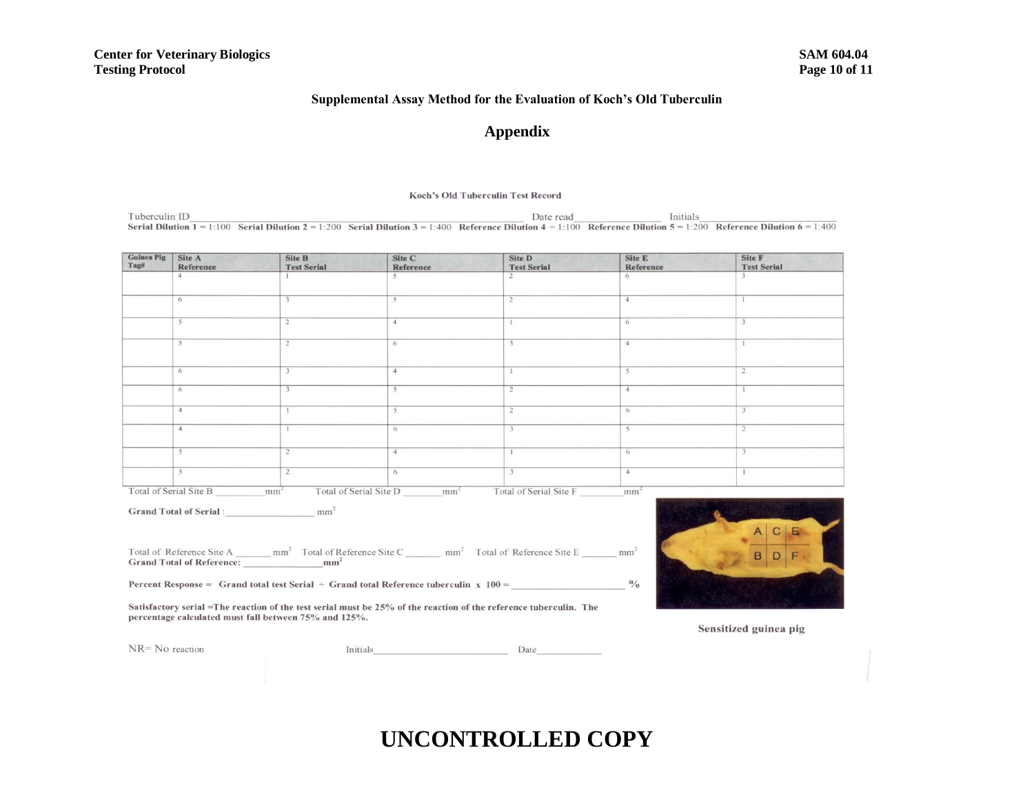### Supplemental Assay Method for the Evaluation of Koch's Old Tuberculin

## Appendix

**Koch's Old Tuberculin Test Record**

Tuberculin ID\_\_\_\_\_\_\_\_\_\_\_\_\_\_\_\_ Date read\_\_\_\_\_\_\_\_\_\_\_\_\_\_\_\_ Initials\_\_\_\_\_\_\_\_\_\_\_\_\_\_\_\_

**Serial Dilution 1** = 1:100 **Serial Dilution 2** = 1:200 **Serial Dilution 3** = 1:400 **Reference Dilution 4** = 1:100 **Reference Dilution 5** = 1:200 **Reference Dilution 6** = 1:400

| Guinea Pig Tag# | Site A Reference | Site B Test Serial | Site C Reference | Site D Test Serial | Site E Reference | Site F Test Serial |
|---|---|---|---|---|---|---|
| | 4 | 1 | 5 | 2 | 6 | 3 |
| | 6 | 3 | 5 | 2 | 4 | 1 |
| | 5 | 2 | 4 | 1 | 6 | 3 |
| | 5 | 2 | 6 | 3 | 4 | 1 |
| | 6 | 3 | 4 | 1 | 5 | 2 |
| | 6 | 3 | 5 | 2 | 4 | 1 |
| | 4 | 1 | 5 | 2 | 6 | 3 |
| | 4 | 1 | 6 | 3 | 5 | 2 |
| | 5 | 2 | 4 | 1 | 6 | 3 |
| | 5 | 2 | 6 | 3 | 4 | 1 |

Total of Serial Site B \_\_\_\_\_\_\_\_ $mm^2$ Total of Serial Site D \_\_\_\_\_\_\_\_ $mm^2$ Total of Serial Site F \_\_\_\_\_\_\_\_ $mm^2$

**Grand Total of Serial** : \_\_\_\_\_\_\_\_\_\_\_\_ $mm^2$

Total of Reference Site A \_\_\_\_\_\_\_ $mm^2$ Total of Reference Site C \_\_\_\_\_\_\_ $mm^2$ Total of Reference Site E \_\_\_\_\_\_\_ $mm^2$

**Grand Total of Reference:** \_\_\_\_\_\_\_\_\_\_\_\_ $mm^2$

**Percent Response = Grand total test Serial ÷ Grand total Reference tuberculin x 100 =** \_\_\_\_\_\_\_\_\_\_\_\_ **%**

**Satisfactory serial =The reaction of the test serial must be 25% of the reaction of the reference tuberculin. The percentage calculated must fall between 75% and 125%.**

| A | C | E |
|---|---|---|
| B | D | F |

**Sensitized guinea pig**

NR= No reaction Initials\_\_\_\_\_\_\_\_\_\_\_\_\_\_\_\_ Date\_\_\_\_\_\_\_\_\_\_

# UNCONTROLLED COPY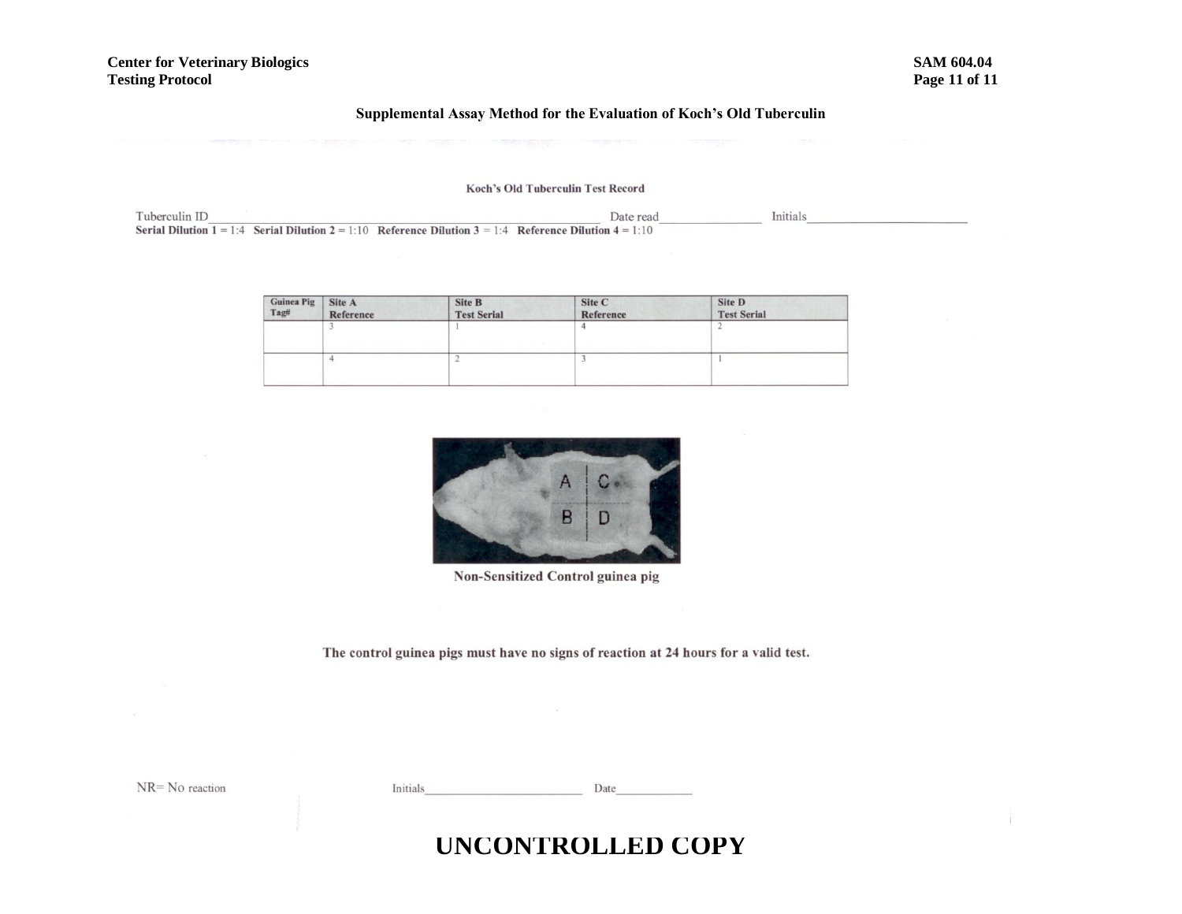## Supplemental Assay Method for the Evaluation of Koch's Old Tuberculin

### Koch's Old Tuberculin Test Record

Tuberculin ID\_\_\_\_\_\_\_\_\_\_\_\_\_\_\_\_\_\_\_\_ Date read\_\_\_\_\_\_\_\_\_\_ Initials\_\_\_\_\_\_\_\_\_\_

**Serial Dilution 1** = 1:4 **Serial Dilution 2** = 1:10 **Reference Dilution 3** = 1:4 **Reference Dilution 4** = 1:10

| Guinea Pig Tag# | Site A Reference | Site B Test Serial | Site C Reference | Site D Test Serial |
|---|---|---|---|---|
| | 3 | 1 | 4 | 2 |
| | 4 | 2 | 3 | 1 |

A | C

B | D

Non-Sensitized Control guinea pig

**The control guinea pigs must have no signs of reaction at 24 hours for a valid test.**

NR= No reaction

Initials\_\_\_\_\_\_\_\_\_\_ Date\_\_\_\_\_\_\_\_\_\_

**UNCONTROLLED COPY**